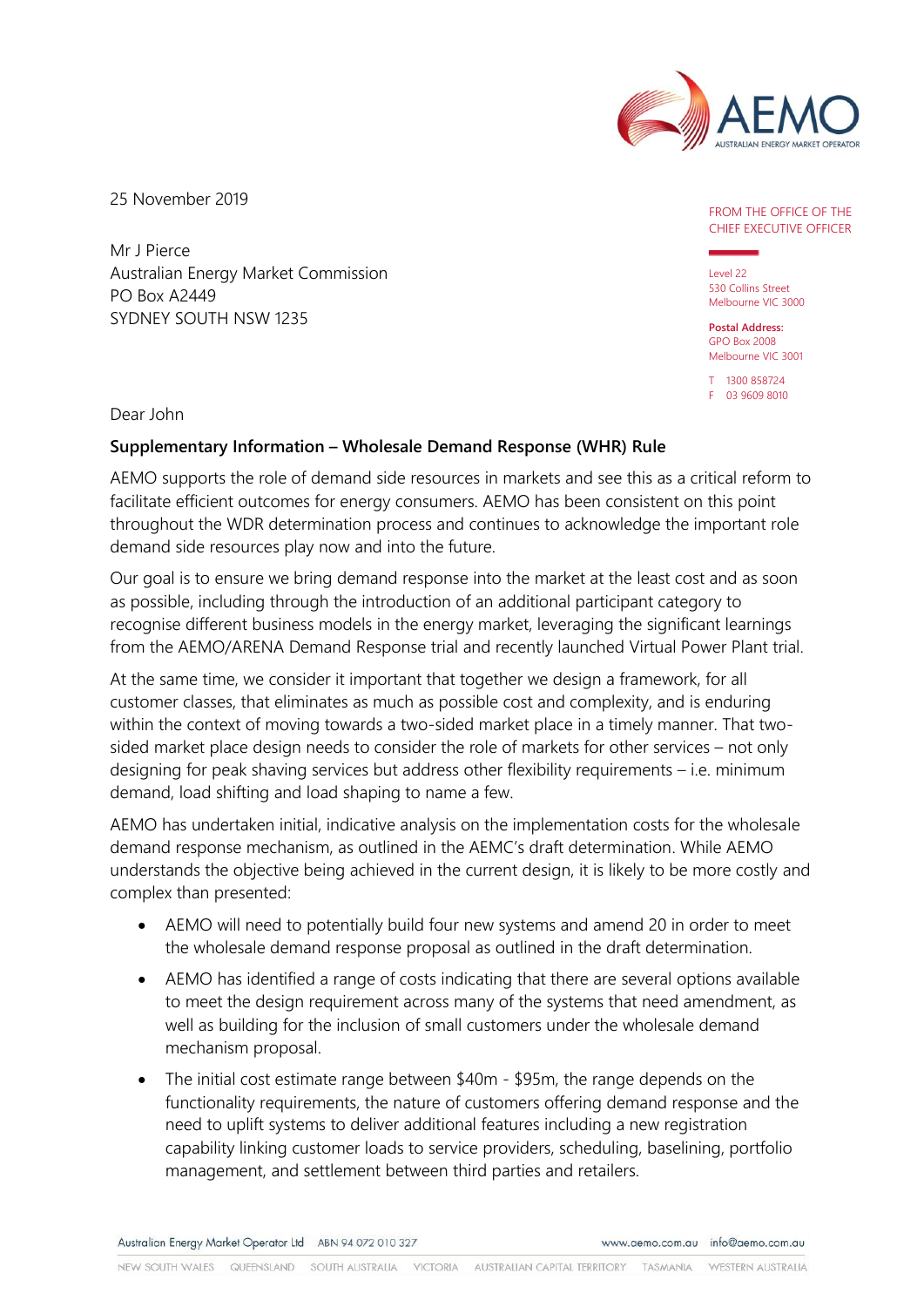25 November 2019

FROM THE OFFICE OF THE CHIEF EXECUTIVE OFFICER

Level 22
530 Collins Street
Melbourne VIC 3000

**Postal Address:**
GPO Box 2008
Melbourne VIC 3001

T 1300 858724
F 03 9609 8010

Mr J Pierce
Australian Energy Market Commission
PO Box A2449
SYDNEY SOUTH NSW 1235

Dear John

**Supplementary Information – Wholesale Demand Response (WHR) Rule**

AEMO supports the role of demand side resources in markets and see this as a critical reform to facilitate efficient outcomes for energy consumers. AEMO has been consistent on this point throughout the WDR determination process and continues to acknowledge the important role demand side resources play now and into the future.

Our goal is to ensure we bring demand response into the market at the least cost and as soon as possible, including through the introduction of an additional participant category to recognise different business models in the energy market, leveraging the significant learnings from the AEMO/ARENA Demand Response trial and recently launched Virtual Power Plant trial.

At the same time, we consider it important that together we design a framework, for all customer classes, that eliminates as much as possible cost and complexity, and is enduring within the context of moving towards a two-sided market place in a timely manner. That two-sided market place design needs to consider the role of markets for other services – not only designing for peak shaving services but address other flexibility requirements – i.e. minimum demand, load shifting and load shaping to name a few.

AEMO has undertaken initial, indicative analysis on the implementation costs for the wholesale demand response mechanism, as outlined in the AEMC's draft determination. While AEMO understands the objective being achieved in the current design, it is likely to be more costly and complex than presented:

- AEMO will need to potentially build four new systems and amend 20 in order to meet the wholesale demand response proposal as outlined in the draft determination.
- AEMO has identified a range of costs indicating that there are several options available to meet the design requirement across many of the systems that need amendment, as well as building for the inclusion of small customers under the wholesale demand mechanism proposal.
- The initial cost estimate range between $40m - $95m, the range depends on the functionality requirements, the nature of customers offering demand response and the need to uplift systems to deliver additional features including a new registration capability linking customer loads to service providers, scheduling, baselining, portfolio management, and settlement between third parties and retailers.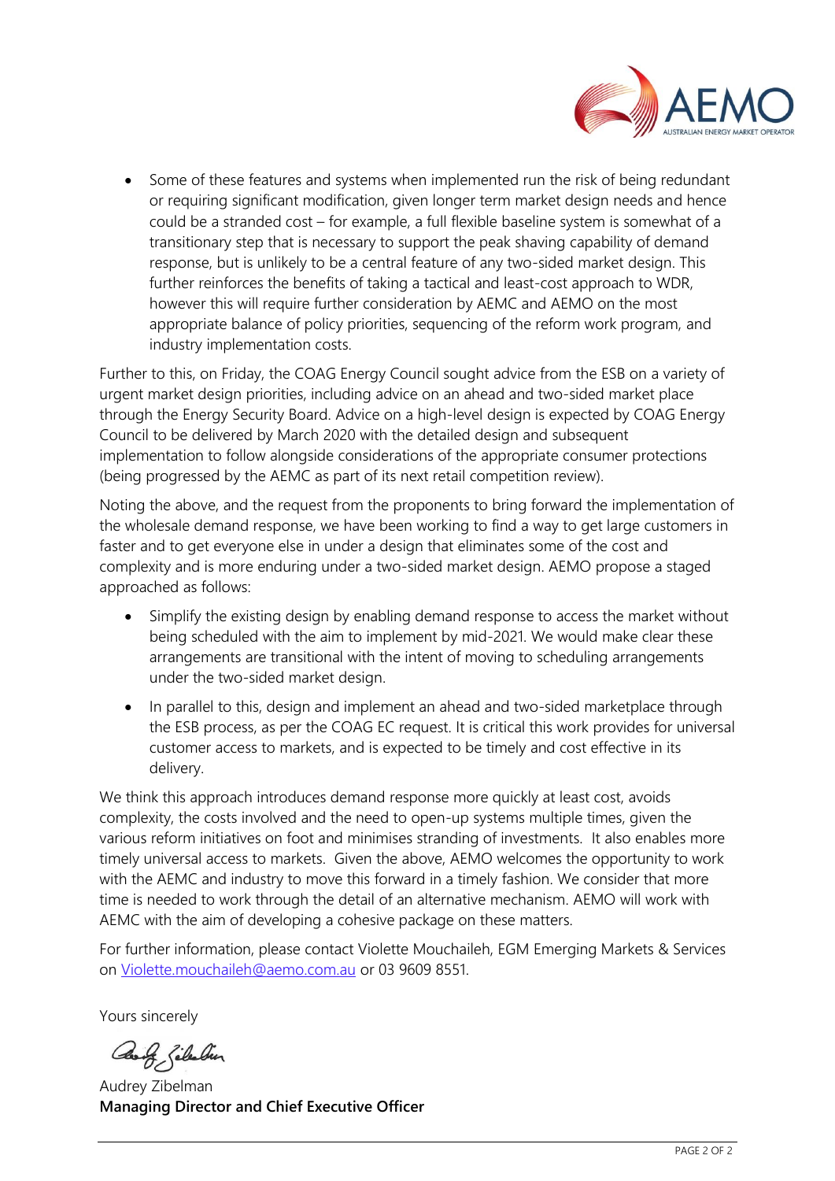- Some of these features and systems when implemented run the risk of being redundant or requiring significant modification, given longer term market design needs and hence could be a stranded cost – for example, a full flexible baseline system is somewhat of a transitionary step that is necessary to support the peak shaving capability of demand response, but is unlikely to be a central feature of any two-sided market design. This further reinforces the benefits of taking a tactical and least-cost approach to WDR, however this will require further consideration by AEMC and AEMO on the most appropriate balance of policy priorities, sequencing of the reform work program, and industry implementation costs.

Further to this, on Friday, the COAG Energy Council sought advice from the ESB on a variety of urgent market design priorities, including advice on an ahead and two-sided market place through the Energy Security Board. Advice on a high-level design is expected by COAG Energy Council to be delivered by March 2020 with the detailed design and subsequent implementation to follow alongside considerations of the appropriate consumer protections (being progressed by the AEMC as part of its next retail competition review).

Noting the above, and the request from the proponents to bring forward the implementation of the wholesale demand response, we have been working to find a way to get large customers in faster and to get everyone else in under a design that eliminates some of the cost and complexity and is more enduring under a two-sided market design. AEMO propose a staged approached as follows:

- Simplify the existing design by enabling demand response to access the market without being scheduled with the aim to implement by mid-2021. We would make clear these arrangements are transitional with the intent of moving to scheduling arrangements under the two-sided market design.
- In parallel to this, design and implement an ahead and two-sided marketplace through the ESB process, as per the COAG EC request. It is critical this work provides for universal customer access to markets, and is expected to be timely and cost effective in its delivery.

We think this approach introduces demand response more quickly at least cost, avoids complexity, the costs involved and the need to open-up systems multiple times, given the various reform initiatives on foot and minimises stranding of investments. It also enables more timely universal access to markets. Given the above, AEMO welcomes the opportunity to work with the AEMC and industry to move this forward in a timely fashion. We consider that more time is needed to work through the detail of an alternative mechanism. AEMO will work with AEMC with the aim of developing a cohesive package on these matters.

For further information, please contact Violette Mouchaileh, EGM Emerging Markets & Services on Violette.mouchaileh@aemo.com.au or 03 9609 8551.

Yours sincerely

Audrey Zibelman
**Managing Director and Chief Executive Officer**